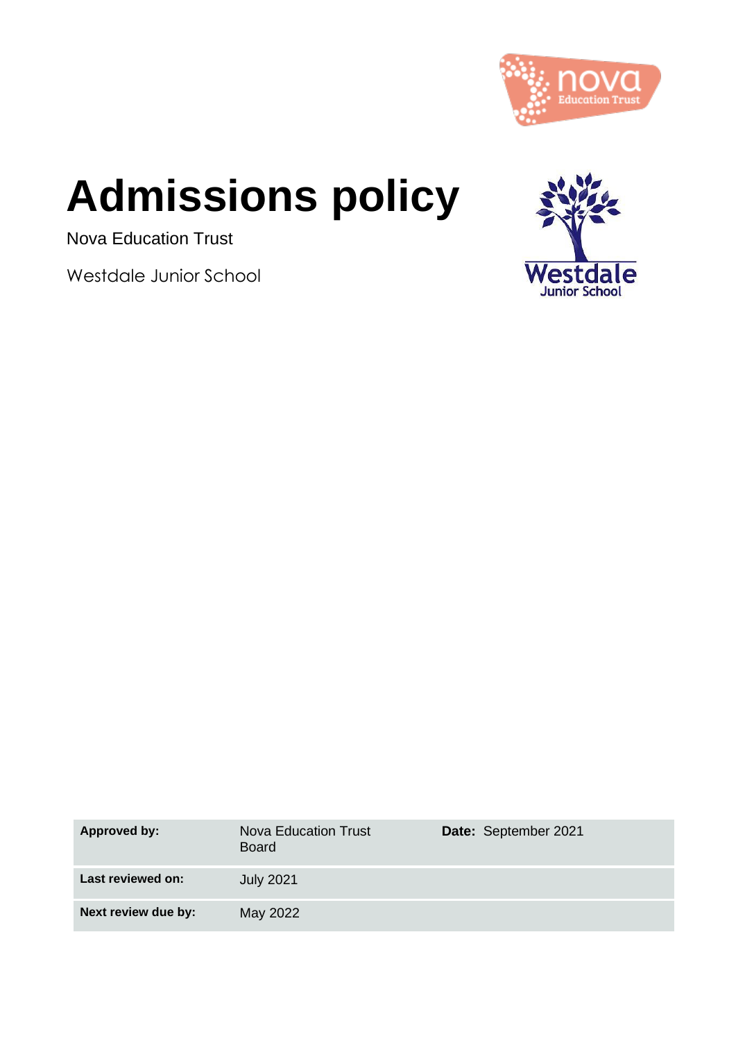# Admissions policy

Nova Education Trust

Westdale Junior School

| | | | |
|---|---|---|---|
| **Approved by:** | Nova Education Trust Board | **Date:** | September 2021 |
| **Last reviewed on:** | July 2021 | | |
| **Next review due by:** | May 2022 | | |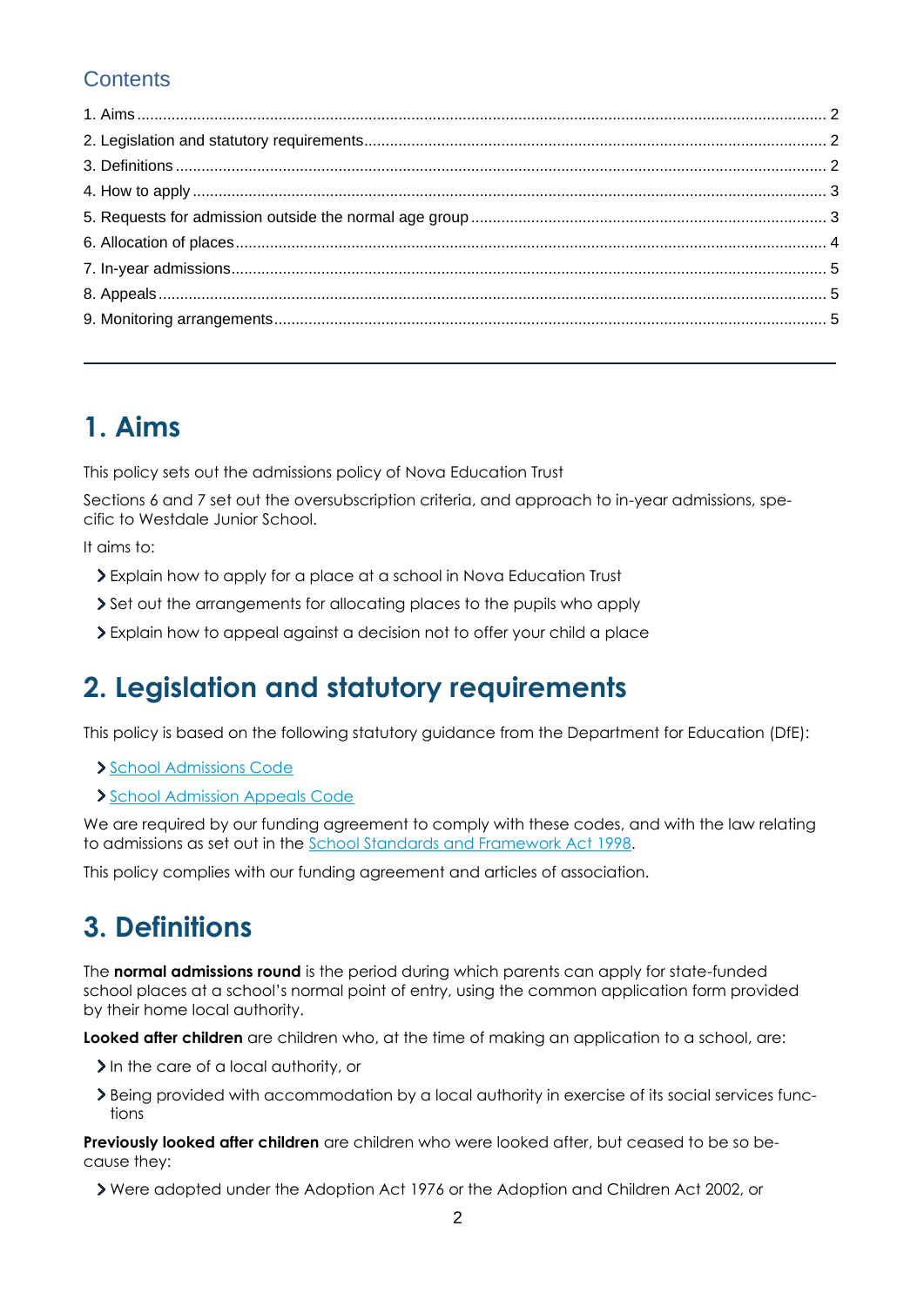## Contents

1. Aims ........ 2
2. Legislation and statutory requirements ........ 2
3. Definitions ........ 2
4. How to apply ........ 3
5. Requests for admission outside the normal age group ........ 3
6. Allocation of places ........ 4
7. In-year admissions ........ 5
8. Appeals ........ 5
9. Monitoring arrangements ........ 5

---

# 1. Aims

This policy sets out the admissions policy of Nova Education Trust

Sections 6 and 7 set out the oversubscription criteria, and approach to in-year admissions, specific to Westdale Junior School.

It aims to:

- Explain how to apply for a place at a school in Nova Education Trust
- Set out the arrangements for allocating places to the pupils who apply
- Explain how to appeal against a decision not to offer your child a place

# 2. Legislation and statutory requirements

This policy is based on the following statutory guidance from the Department for Education (DfE):

- School Admissions Code
- School Admission Appeals Code

We are required by our funding agreement to comply with these codes, and with the law relating to admissions as set out in the School Standards and Framework Act 1998.

This policy complies with our funding agreement and articles of association.

# 3. Definitions

The **normal admissions round** is the period during which parents can apply for state-funded school places at a school's normal point of entry, using the common application form provided by their home local authority.

**Looked after children** are children who, at the time of making an application to a school, are:

- In the care of a local authority, or
- Being provided with accommodation by a local authority in exercise of its social services functions

**Previously looked after children** are children who were looked after, but ceased to be so because they:

- Were adopted under the Adoption Act 1976 or the Adoption and Children Act 2002, or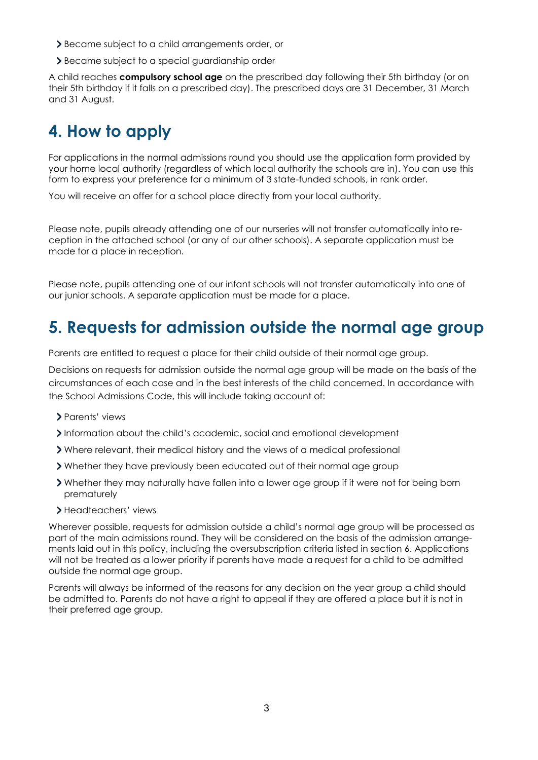- Became subject to a child arrangements order, or
- Became subject to a special guardianship order

A child reaches **compulsory school age** on the prescribed day following their 5th birthday (or on their 5th birthday if it falls on a prescribed day). The prescribed days are 31 December, 31 March and 31 August.

## 4. How to apply

For applications in the normal admissions round you should use the application form provided by your home local authority (regardless of which local authority the schools are in). You can use this form to express your preference for a minimum of 3 state-funded schools, in rank order.

You will receive an offer for a school place directly from your local authority.

Please note, pupils already attending one of our nurseries will not transfer automatically into reception in the attached school (or any of our other schools). A separate application must be made for a place in reception.

Please note, pupils attending one of our infant schools will not transfer automatically into one of our junior schools. A separate application must be made for a place.

## 5. Requests for admission outside the normal age group

Parents are entitled to request a place for their child outside of their normal age group.

Decisions on requests for admission outside the normal age group will be made on the basis of the circumstances of each case and in the best interests of the child concerned. In accordance with the School Admissions Code, this will include taking account of:

- Parents' views
- Information about the child's academic, social and emotional development
- Where relevant, their medical history and the views of a medical professional
- Whether they have previously been educated out of their normal age group
- Whether they may naturally have fallen into a lower age group if it were not for being born prematurely
- Headteachers' views

Wherever possible, requests for admission outside a child's normal age group will be processed as part of the main admissions round. They will be considered on the basis of the admission arrangements laid out in this policy, including the oversubscription criteria listed in section 6. Applications will not be treated as a lower priority if parents have made a request for a child to be admitted outside the normal age group.

Parents will always be informed of the reasons for any decision on the year group a child should be admitted to. Parents do not have a right to appeal if they are offered a place but it is not in their preferred age group.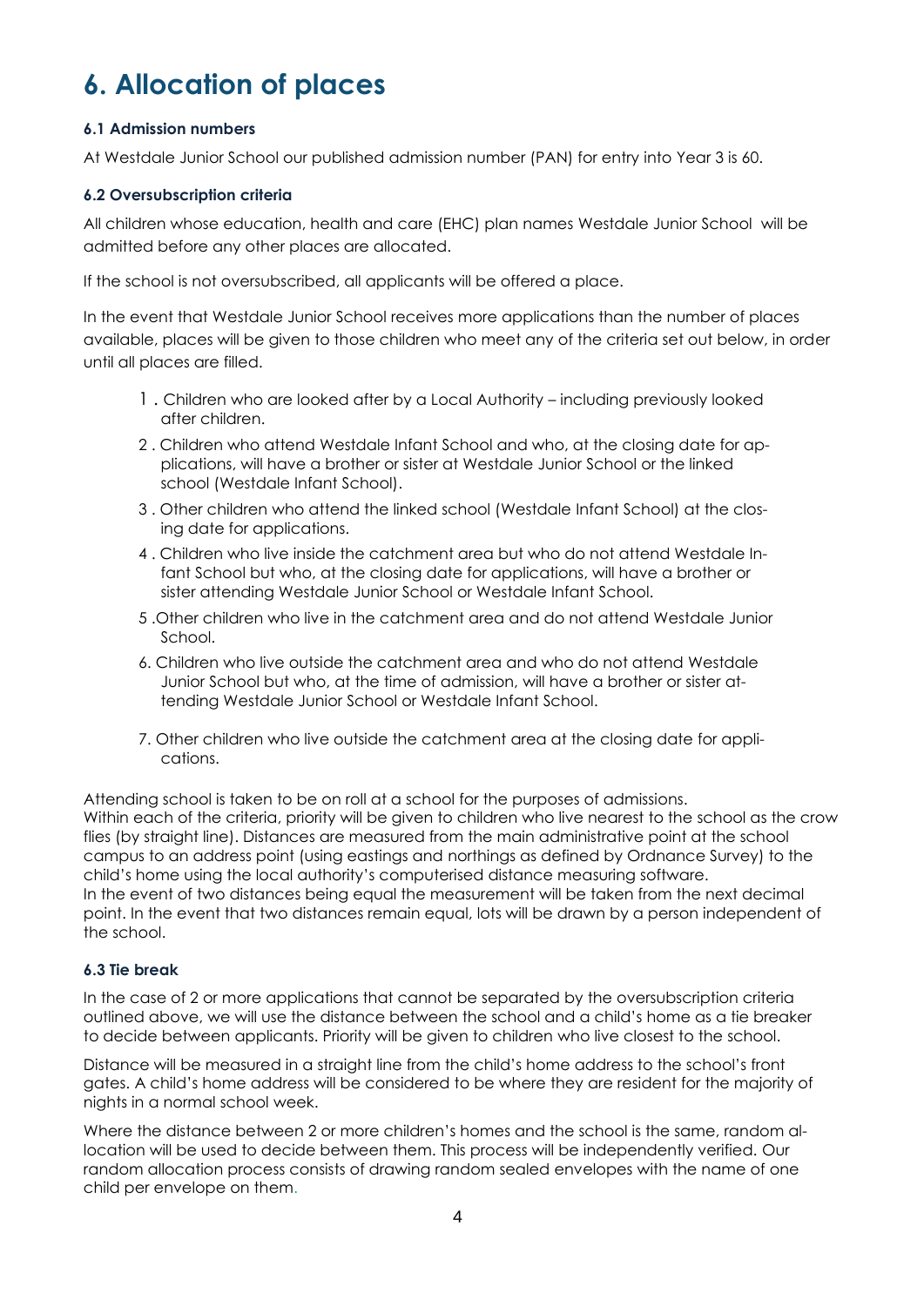# 6. Allocation of places

### 6.1 Admission numbers

At Westdale Junior School our published admission number (PAN) for entry into Year 3 is 60.

### 6.2 Oversubscription criteria

All children whose education, health and care (EHC) plan names Westdale Junior School will be admitted before any other places are allocated.

If the school is not oversubscribed, all applicants will be offered a place.

In the event that Westdale Junior School receives more applications than the number of places available, places will be given to those children who meet any of the criteria set out below, in order until all places are filled.

1. Children who are looked after by a Local Authority – including previously looked after children.
2. Children who attend Westdale Infant School and who, at the closing date for applications, will have a brother or sister at Westdale Junior School or the linked school (Westdale Infant School).
3. Other children who attend the linked school (Westdale Infant School) at the closing date for applications.
4. Children who live inside the catchment area but who do not attend Westdale Infant School but who, at the closing date for applications, will have a brother or sister attending Westdale Junior School or Westdale Infant School.
5. Other children who live in the catchment area and do not attend Westdale Junior School.
6. Children who live outside the catchment area and who do not attend Westdale Junior School but who, at the time of admission, will have a brother or sister attending Westdale Junior School or Westdale Infant School.
7. Other children who live outside the catchment area at the closing date for applications.

Attending school is taken to be on roll at a school for the purposes of admissions.
Within each of the criteria, priority will be given to children who live nearest to the school as the crow flies (by straight line). Distances are measured from the main administrative point at the school campus to an address point (using eastings and northings as defined by Ordnance Survey) to the child's home using the local authority's computerised distance measuring software.
In the event of two distances being equal the measurement will be taken from the next decimal point. In the event that two distances remain equal, lots will be drawn by a person independent of the school.

### 6.3 Tie break

In the case of 2 or more applications that cannot be separated by the oversubscription criteria outlined above, we will use the distance between the school and a child's home as a tie breaker to decide between applicants. Priority will be given to children who live closest to the school.

Distance will be measured in a straight line from the child's home address to the school's front gates. A child's home address will be considered to be where they are resident for the majority of nights in a normal school week.

Where the distance between 2 or more children's homes and the school is the same, random allocation will be used to decide between them. This process will be independently verified. Our random allocation process consists of drawing random sealed envelopes with the name of one child per envelope on them.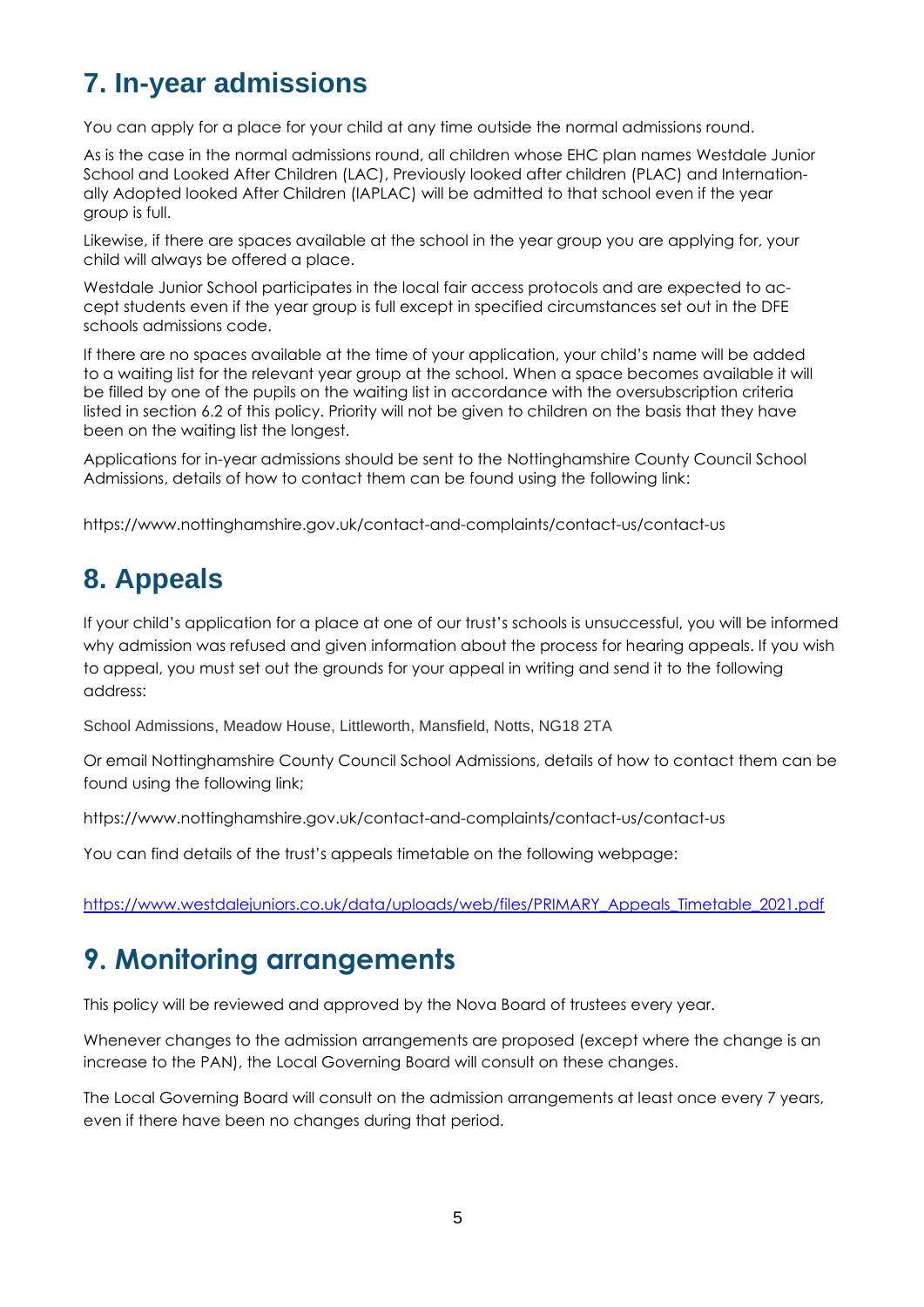## 7. In-year admissions

You can apply for a place for your child at any time outside the normal admissions round.

As is the case in the normal admissions round, all children whose EHC plan names Westdale Junior School and Looked After Children (LAC), Previously looked after children (PLAC) and Internationally Adopted looked After Children (IAPLAC) will be admitted to that school even if the year group is full.

Likewise, if there are spaces available at the school in the year group you are applying for, your child will always be offered a place.

Westdale Junior School participates in the local fair access protocols and are expected to accept students even if the year group is full except in specified circumstances set out in the DFE schools admissions code.

If there are no spaces available at the time of your application, your child's name will be added to a waiting list for the relevant year group at the school. When a space becomes available it will be filled by one of the pupils on the waiting list in accordance with the oversubscription criteria listed in section 6.2 of this policy. Priority will not be given to children on the basis that they have been on the waiting list the longest.

Applications for in-year admissions should be sent to the Nottinghamshire County Council School Admissions, details of how to contact them can be found using the following link:

https://www.nottinghamshire.gov.uk/contact-and-complaints/contact-us/contact-us

## 8. Appeals

If your child's application for a place at one of our trust's schools is unsuccessful, you will be informed why admission was refused and given information about the process for hearing appeals. If you wish to appeal, you must set out the grounds for your appeal in writing and send it to the following address:

School Admissions, Meadow House, Littleworth, Mansfield, Notts, NG18 2TA

Or email Nottinghamshire County Council School Admissions, details of how to contact them can be found using the following link;

https://www.nottinghamshire.gov.uk/contact-and-complaints/contact-us/contact-us

You can find details of the trust's appeals timetable on the following webpage:

https://www.westdalejuniors.co.uk/data/uploads/web/files/PRIMARY_Appeals_Timetable_2021.pdf

## 9. Monitoring arrangements

This policy will be reviewed and approved by the Nova Board of trustees every year.

Whenever changes to the admission arrangements are proposed (except where the change is an increase to the PAN), the Local Governing Board will consult on these changes.

The Local Governing Board will consult on the admission arrangements at least once every 7 years, even if there have been no changes during that period.